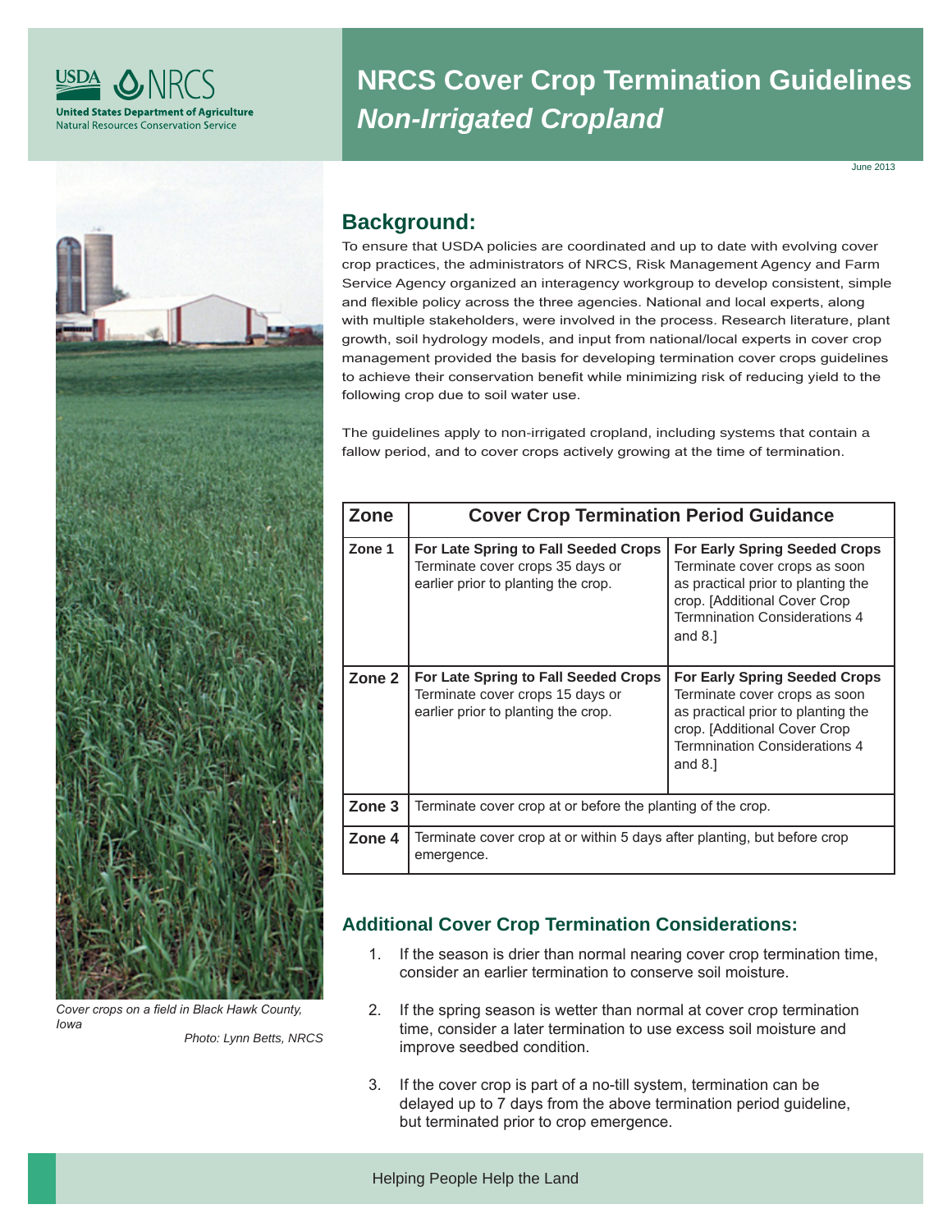# NRCS Cover Crop Termination Guidelines
## *Non-Irrigated Cropland*

June 2013

## Background:

To ensure that USDA policies are coordinated and up to date with evolving cover crop practices, the administrators of NRCS, Risk Management Agency and Farm Service Agency organized an interagency workgroup to develop consistent, simple and flexible policy across the three agencies. National and local experts, along with multiple stakeholders, were involved in the process. Research literature, plant growth, soil hydrology models, and input from national/local experts in cover crop management provided the basis for developing termination cover crops guidelines to achieve their conservation benefit while minimizing risk of reducing yield to the following crop due to soil water use.

The guidelines apply to non-irrigated cropland, including systems that contain a fallow period, and to cover crops actively growing at the time of termination.

| Zone | Cover Crop Termination Period Guidance | |
|---|---|---|
| Zone 1 | **For Late Spring to Fall Seeded Crops** Terminate cover crops 35 days or earlier prior to planting the crop. | **For Early Spring Seeded Crops** Terminate cover crops as soon as practical prior to planting the crop. [Additional Cover Crop Termnination Considerations 4 and 8.] |
| Zone 2 | **For Late Spring to Fall Seeded Crops** Terminate cover crops 15 days or earlier prior to planting the crop. | **For Early Spring Seeded Crops** Terminate cover crops as soon as practical prior to planting the crop. [Additional Cover Crop Termnination Considerations 4 and 8.] |
| Zone 3 | Terminate cover crop at or before the planting of the crop. | |
| Zone 4 | Terminate cover crop at or within 5 days after planting, but before crop emergence. | |

### Additional Cover Crop Termination Considerations:

1. If the season is drier than normal nearing cover crop termination time, consider an earlier termination to conserve soil moisture.

2. If the spring season is wetter than normal at cover crop termination time, consider a later termination to use excess soil moisture and improve seedbed condition.

3. If the cover crop is part of a no-till system, termination can be delayed up to 7 days from the above termination period guideline, but terminated prior to crop emergence.

*Cover crops on a field in Black Hawk County, Iowa*

*Photo: Lynn Betts, NRCS*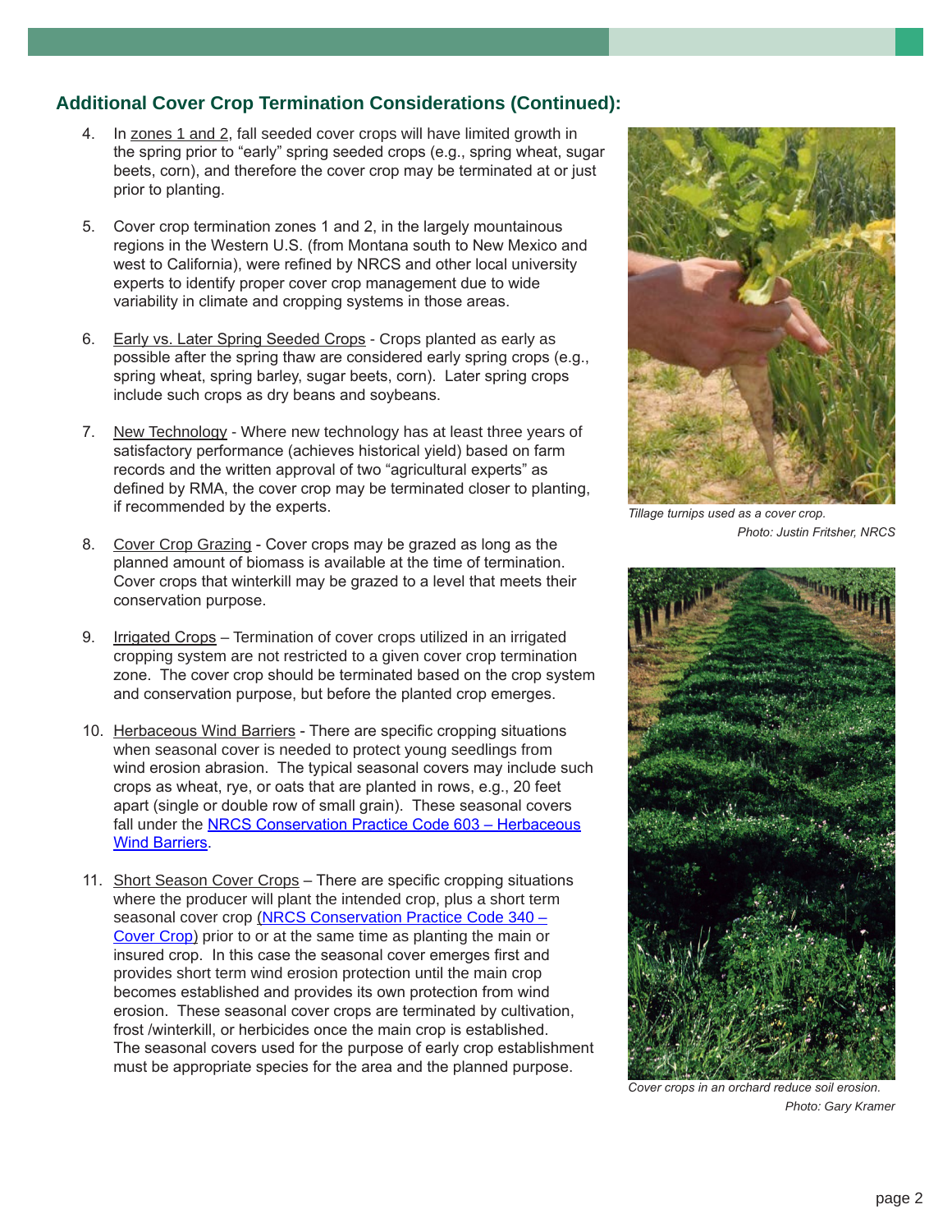## Additional Cover Crop Termination Considerations (Continued):

4. In zones 1 and 2, fall seeded cover crops will have limited growth in the spring prior to "early" spring seeded crops (e.g., spring wheat, sugar beets, corn), and therefore the cover crop may be terminated at or just prior to planting.

5. Cover crop termination zones 1 and 2, in the largely mountainous regions in the Western U.S. (from Montana south to New Mexico and west to California), were refined by NRCS and other local university experts to identify proper cover crop management due to wide variability in climate and cropping systems in those areas.

6. Early vs. Later Spring Seeded Crops - Crops planted as early as possible after the spring thaw are considered early spring crops (e.g., spring wheat, spring barley, sugar beets, corn). Later spring crops include such crops as dry beans and soybeans.

7. New Technology - Where new technology has at least three years of satisfactory performance (achieves historical yield) based on farm records and the written approval of two "agricultural experts" as defined by RMA, the cover crop may be terminated closer to planting, if recommended by the experts.

8. Cover Crop Grazing - Cover crops may be grazed as long as the planned amount of biomass is available at the time of termination. Cover crops that winterkill may be grazed to a level that meets their conservation purpose.

9. Irrigated Crops – Termination of cover crops utilized in an irrigated cropping system are not restricted to a given cover crop termination zone. The cover crop should be terminated based on the crop system and conservation purpose, but before the planted crop emerges.

10. Herbaceous Wind Barriers - There are specific cropping situations when seasonal cover is needed to protect young seedlings from wind erosion abrasion. The typical seasonal covers may include such crops as wheat, rye, or oats that are planted in rows, e.g., 20 feet apart (single or double row of small grain). These seasonal covers fall under the NRCS Conservation Practice Code 603 – Herbaceous Wind Barriers.

11. Short Season Cover Crops – There are specific cropping situations where the producer will plant the intended crop, plus a short term seasonal cover crop (NRCS Conservation Practice Code 340 – Cover Crop) prior to or at the same time as planting the main or insured crop. In this case the seasonal cover emerges first and provides short term wind erosion protection until the main crop becomes established and provides its own protection from wind erosion. These seasonal cover crops are terminated by cultivation, frost /winterkill, or herbicides once the main crop is established. The seasonal covers used for the purpose of early crop establishment must be appropriate species for the area and the planned purpose.

*Tillage turnips used as a cover crop.*
*Photo: Justin Fritsher, NRCS*

*Cover crops in an orchard reduce soil erosion.*
*Photo: Gary Kramer*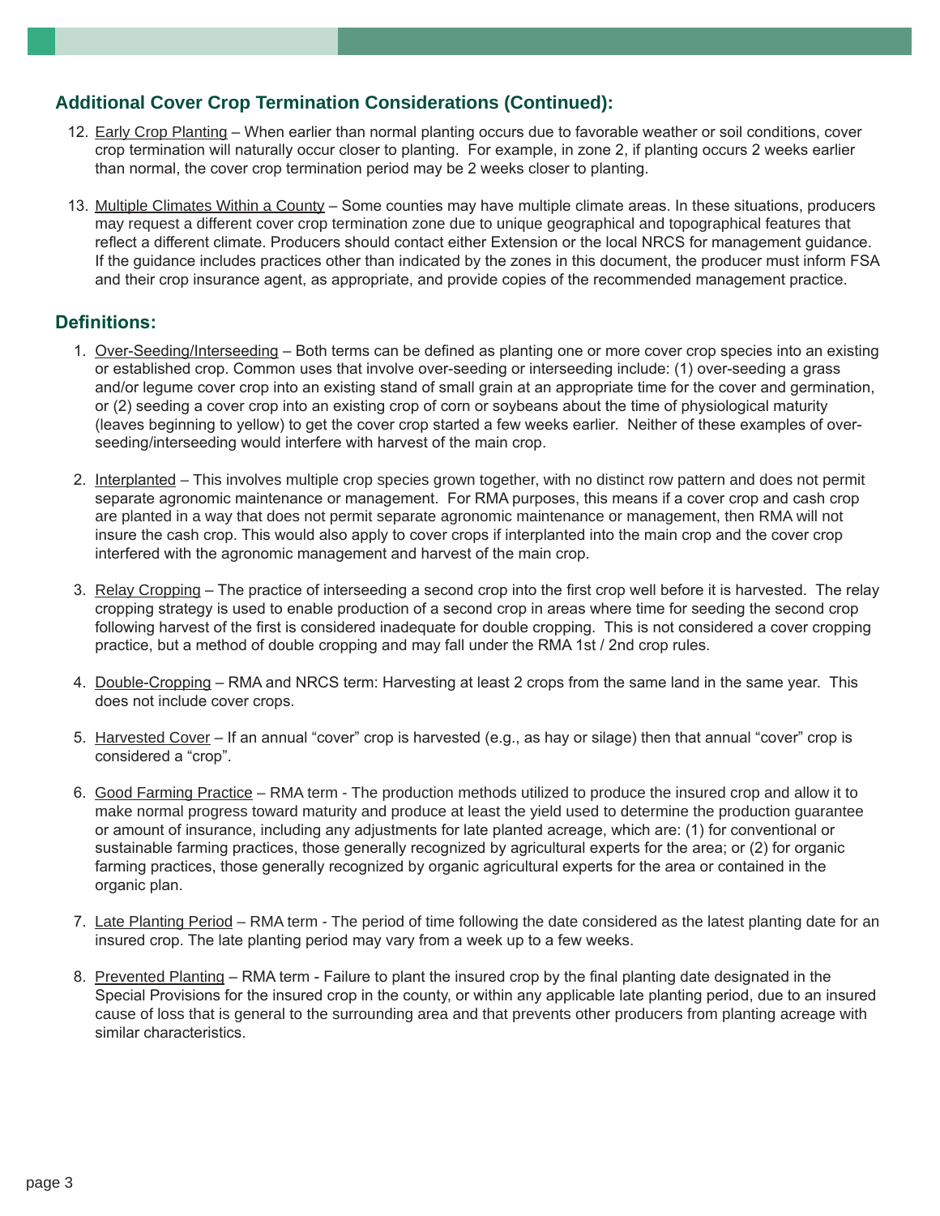## Additional Cover Crop Termination Considerations (Continued):

12. Early Crop Planting – When earlier than normal planting occurs due to favorable weather or soil conditions, cover crop termination will naturally occur closer to planting. For example, in zone 2, if planting occurs 2 weeks earlier than normal, the cover crop termination period may be 2 weeks closer to planting.

13. Multiple Climates Within a County – Some counties may have multiple climate areas. In these situations, producers may request a different cover crop termination zone due to unique geographical and topographical features that reflect a different climate. Producers should contact either Extension or the local NRCS for management guidance. If the guidance includes practices other than indicated by the zones in this document, the producer must inform FSA and their crop insurance agent, as appropriate, and provide copies of the recommended management practice.

## Definitions:

1. Over-Seeding/Interseeding – Both terms can be defined as planting one or more cover crop species into an existing or established crop. Common uses that involve over-seeding or interseeding include: (1) over-seeding a grass and/or legume cover crop into an existing stand of small grain at an appropriate time for the cover and germination, or (2) seeding a cover crop into an existing crop of corn or soybeans about the time of physiological maturity (leaves beginning to yellow) to get the cover crop started a few weeks earlier. Neither of these examples of over-seeding/interseeding would interfere with harvest of the main crop.

2. Interplanted – This involves multiple crop species grown together, with no distinct row pattern and does not permit separate agronomic maintenance or management. For RMA purposes, this means if a cover crop and cash crop are planted in a way that does not permit separate agronomic maintenance or management, then RMA will not insure the cash crop. This would also apply to cover crops if interplanted into the main crop and the cover crop interfered with the agronomic management and harvest of the main crop.

3. Relay Cropping – The practice of interseeding a second crop into the first crop well before it is harvested. The relay cropping strategy is used to enable production of a second crop in areas where time for seeding the second crop following harvest of the first is considered inadequate for double cropping. This is not considered a cover cropping practice, but a method of double cropping and may fall under the RMA 1st / 2nd crop rules.

4. Double-Cropping – RMA and NRCS term: Harvesting at least 2 crops from the same land in the same year. This does not include cover crops.

5. Harvested Cover – If an annual "cover" crop is harvested (e.g., as hay or silage) then that annual "cover" crop is considered a "crop".

6. Good Farming Practice – RMA term - The production methods utilized to produce the insured crop and allow it to make normal progress toward maturity and produce at least the yield used to determine the production guarantee or amount of insurance, including any adjustments for late planted acreage, which are: (1) for conventional or sustainable farming practices, those generally recognized by agricultural experts for the area; or (2) for organic farming practices, those generally recognized by organic agricultural experts for the area or contained in the organic plan.

7. Late Planting Period – RMA term - The period of time following the date considered as the latest planting date for an insured crop. The late planting period may vary from a week up to a few weeks.

8. Prevented Planting – RMA term - Failure to plant the insured crop by the final planting date designated in the Special Provisions for the insured crop in the county, or within any applicable late planting period, due to an insured cause of loss that is general to the surrounding area and that prevents other producers from planting acreage with similar characteristics.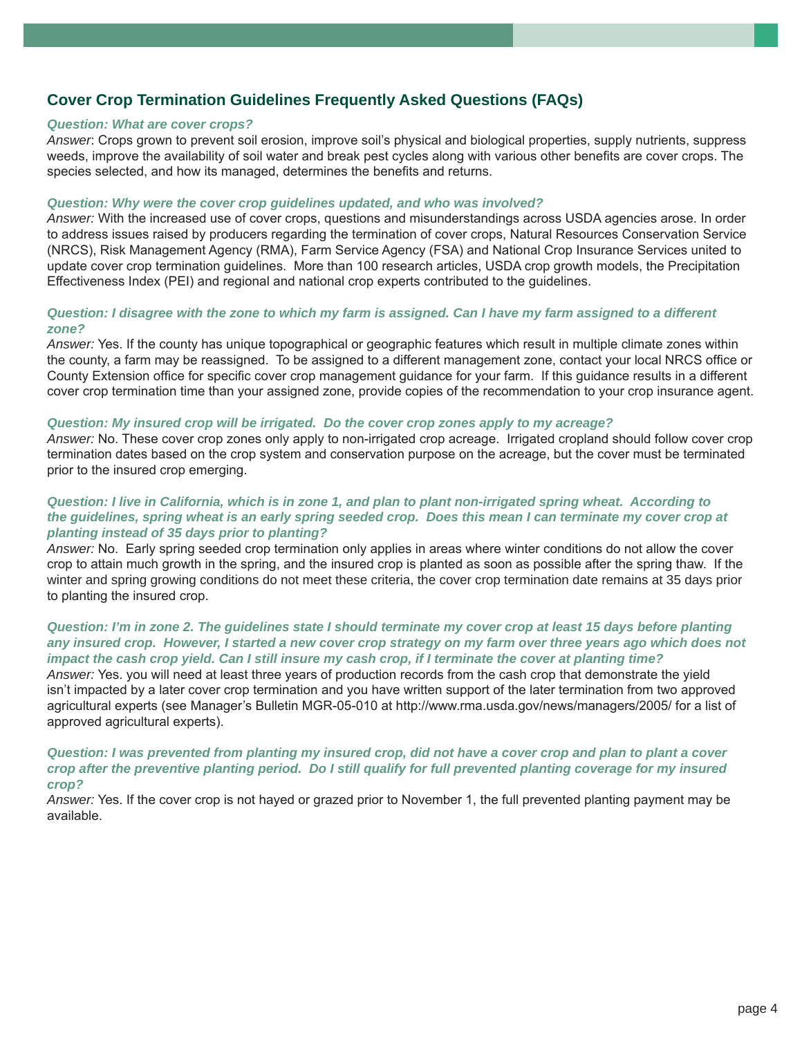## Cover Crop Termination Guidelines Frequently Asked Questions (FAQs)

***Question: What are cover crops?***

*Answer*: Crops grown to prevent soil erosion, improve soil's physical and biological properties, supply nutrients, suppress weeds, improve the availability of soil water and break pest cycles along with various other benefits are cover crops. The species selected, and how its managed, determines the benefits and returns.

***Question: Why were the cover crop guidelines updated, and who was involved?***

*Answer:* With the increased use of cover crops, questions and misunderstandings across USDA agencies arose. In order to address issues raised by producers regarding the termination of cover crops, Natural Resources Conservation Service (NRCS), Risk Management Agency (RMA), Farm Service Agency (FSA) and National Crop Insurance Services united to update cover crop termination guidelines. More than 100 research articles, USDA crop growth models, the Precipitation Effectiveness Index (PEI) and regional and national crop experts contributed to the guidelines.

***Question: I disagree with the zone to which my farm is assigned. Can I have my farm assigned to a different zone?***

*Answer:* Yes. If the county has unique topographical or geographic features which result in multiple climate zones within the county, a farm may be reassigned. To be assigned to a different management zone, contact your local NRCS office or County Extension office for specific cover crop management guidance for your farm. If this guidance results in a different cover crop termination time than your assigned zone, provide copies of the recommendation to your crop insurance agent.

***Question: My insured crop will be irrigated. Do the cover crop zones apply to my acreage?***

*Answer:* No. These cover crop zones only apply to non-irrigated crop acreage. Irrigated cropland should follow cover crop termination dates based on the crop system and conservation purpose on the acreage, but the cover must be terminated prior to the insured crop emerging.

***Question: I live in California, which is in zone 1, and plan to plant non-irrigated spring wheat. According to the guidelines, spring wheat is an early spring seeded crop. Does this mean I can terminate my cover crop at planting instead of 35 days prior to planting?***

*Answer:* No. Early spring seeded crop termination only applies in areas where winter conditions do not allow the cover crop to attain much growth in the spring, and the insured crop is planted as soon as possible after the spring thaw. If the winter and spring growing conditions do not meet these criteria, the cover crop termination date remains at 35 days prior to planting the insured crop.

***Question: I'm in zone 2. The guidelines state I should terminate my cover crop at least 15 days before planting any insured crop. However, I started a new cover crop strategy on my farm over three years ago which does not impact the cash crop yield. Can I still insure my cash crop, if I terminate the cover at planting time?***

*Answer:* Yes. you will need at least three years of production records from the cash crop that demonstrate the yield isn't impacted by a later cover crop termination and you have written support of the later termination from two approved agricultural experts (see Manager's Bulletin MGR-05-010 at http://www.rma.usda.gov/news/managers/2005/ for a list of approved agricultural experts).

***Question: I was prevented from planting my insured crop, did not have a cover crop and plan to plant a cover crop after the preventive planting period. Do I still qualify for full prevented planting coverage for my insured crop?***

*Answer:* Yes. If the cover crop is not hayed or grazed prior to November 1, the full prevented planting payment may be available.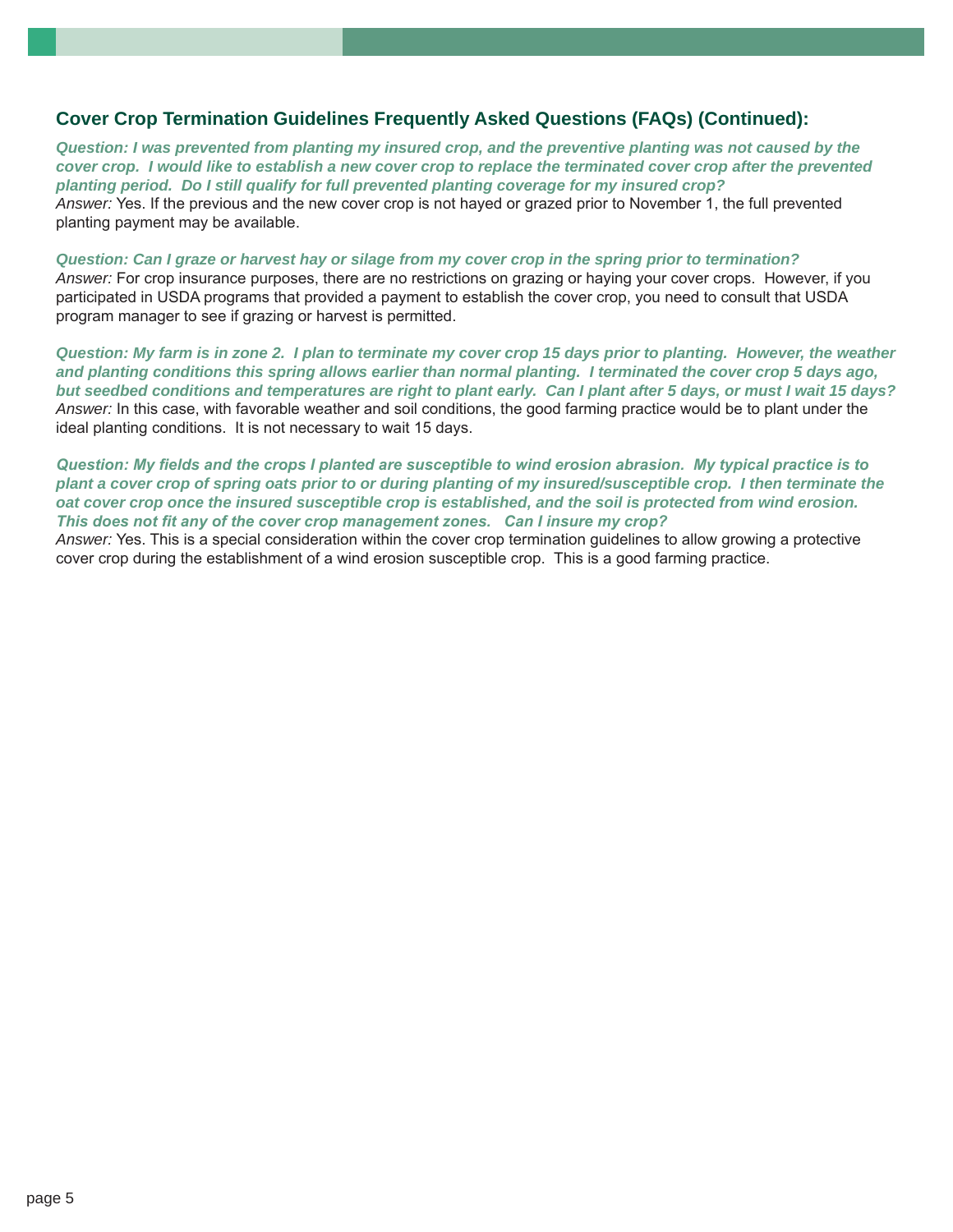## Cover Crop Termination Guidelines Frequently Asked Questions (FAQs) (Continued):

***Question: I was prevented from planting my insured crop, and the preventive planting was not caused by the cover crop. I would like to establish a new cover crop to replace the terminated cover crop after the prevented planting period. Do I still qualify for full prevented planting coverage for my insured crop?***

*Answer:* Yes. If the previous and the new cover crop is not hayed or grazed prior to November 1, the full prevented planting payment may be available.

***Question: Can I graze or harvest hay or silage from my cover crop in the spring prior to termination?***

*Answer:* For crop insurance purposes, there are no restrictions on grazing or haying your cover crops. However, if you participated in USDA programs that provided a payment to establish the cover crop, you need to consult that USDA program manager to see if grazing or harvest is permitted.

***Question: My farm is in zone 2. I plan to terminate my cover crop 15 days prior to planting. However, the weather and planting conditions this spring allows earlier than normal planting. I terminated the cover crop 5 days ago, but seedbed conditions and temperatures are right to plant early. Can I plant after 5 days, or must I wait 15 days?***

*Answer:* In this case, with favorable weather and soil conditions, the good farming practice would be to plant under the ideal planting conditions. It is not necessary to wait 15 days.

***Question: My fields and the crops I planted are susceptible to wind erosion abrasion. My typical practice is to plant a cover crop of spring oats prior to or during planting of my insured/susceptible crop. I then terminate the oat cover crop once the insured susceptible crop is established, and the soil is protected from wind erosion. This does not fit any of the cover crop management zones. Can I insure my crop?***

*Answer:* Yes. This is a special consideration within the cover crop termination guidelines to allow growing a protective cover crop during the establishment of a wind erosion susceptible crop. This is a good farming practice.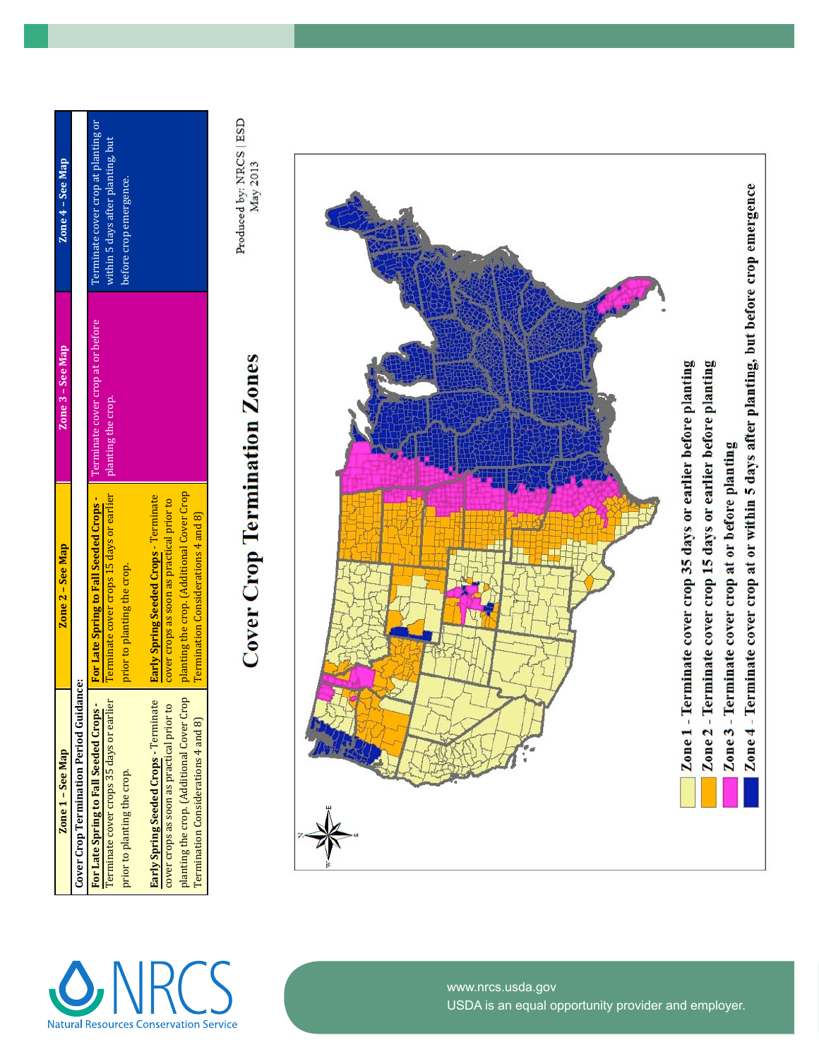| Zone 1 – See Map | Zone 2 – See Map | Zone 3 – See Map | Zone 4 – See Map |
| --- | --- | --- | --- |
| Cover Crop Termination Period Guidance: | | | |
| **For Late Spring to Fall Seeded Crops** - Terminate cover crops 35 days or earlier prior to planting the crop. | **For Late Spring to Fall Seeded Crops** - Terminate cover crops 15 days or earlier prior to planting the crop. | Terminate cover crop at or before planting the crop. | Terminate cover crop at planting or within 5 days after planting, but before crop emergence. |
| **Early Spring Seeded Crops** - Terminate cover crops as soon as practical prior to planting the crop. (Additional Cover Crop Termination Considerations 4 and 8) | **Early Spring Seeded Crops** - Terminate cover crops as soon as practical prior to planting the crop. (Additional Cover Crop Termination Considerations 4 and 8) | | |

Produced by: NRCS | ESD
May 2013

## Cover Crop Termination Zones

Zone 1 - Terminate cover crop 35 days or earlier before planting
Zone 2 - Terminate cover crop 15 days or earlier before planting
Zone 3 - Before planting
Zone 4 - Terminate cover crop at or within 5 days after planting, but before crop emergence

N
E
S
W

NRCS
Natural Resources Conservation Service

www.nrcs.usda.gov
USDA is an equal opportunity provider and employer.